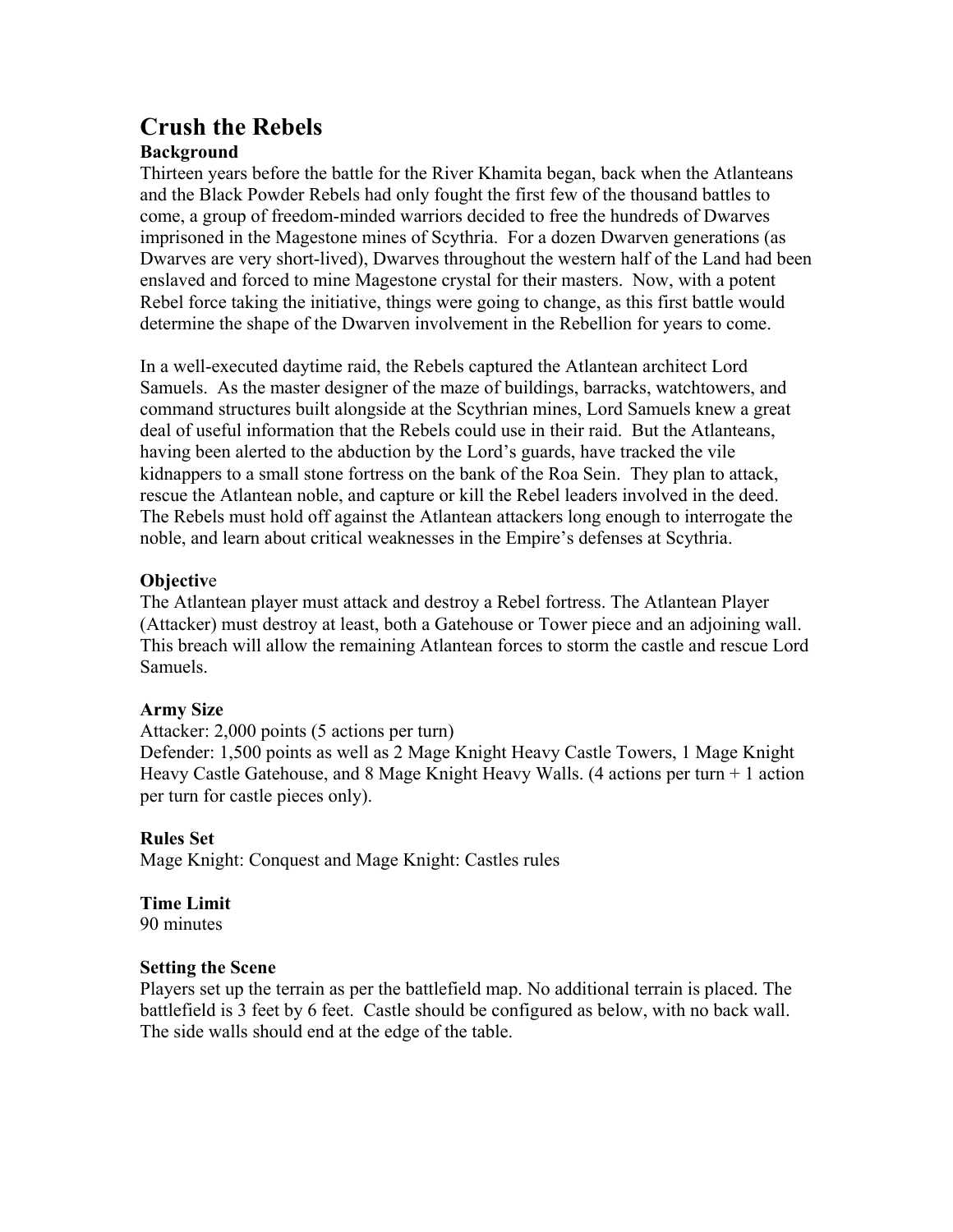# Crush the Rebels

### Background

Thirteen years before the battle for the River Khamita began, back when the Atlanteans and the Black Powder Rebels had only fought the first few of the thousand battles to come, a group of freedom-minded warriors decided to free the hundreds of Dwarves imprisoned in the Magestone mines of Scythria. For a dozen Dwarven generations (as Dwarves are very short-lived), Dwarves throughout the western half of the Land had been enslaved and forced to mine Magestone crystal for their masters. Now, with a potent Rebel force taking the initiative, things were going to change, as this first battle would determine the shape of the Dwarven involvement in the Rebellion for years to come.

In a well-executed daytime raid, the Rebels captured the Atlantean architect Lord Samuels. As the master designer of the maze of buildings, barracks, watchtowers, and command structures built alongside at the Scythrian mines, Lord Samuels knew a great deal of useful information that the Rebels could use in their raid. But the Atlanteans, having been alerted to the abduction by the Lord's guards, have tracked the vile kidnappers to a small stone fortress on the bank of the Roa Sein. They plan to attack, rescue the Atlantean noble, and capture or kill the Rebel leaders involved in the deed. The Rebels must hold off against the Atlantean attackers long enough to interrogate the noble, and learn about critical weaknesses in the Empire's defenses at Scythria.

### Objective

The Atlantean player must attack and destroy a Rebel fortress. The Atlantean Player (Attacker) must destroy at least, both a Gatehouse or Tower piece and an adjoining wall. This breach will allow the remaining Atlantean forces to storm the castle and rescue Lord Samuels.

### Army Size

Attacker: 2,000 points (5 actions per turn)
Defender: 1,500 points as well as 2 Mage Knight Heavy Castle Towers, 1 Mage Knight Heavy Castle Gatehouse, and 8 Mage Knight Heavy Walls. (4 actions per turn + 1 action per turn for castle pieces only).

### Rules Set

Mage Knight: Conquest and Mage Knight: Castles rules

### Time Limit

90 minutes

### Setting the Scene

Players set up the terrain as per the battlefield map. No additional terrain is placed. The battlefield is 3 feet by 6 feet. Castle should be configured as below, with no back wall. The side walls should end at the edge of the table.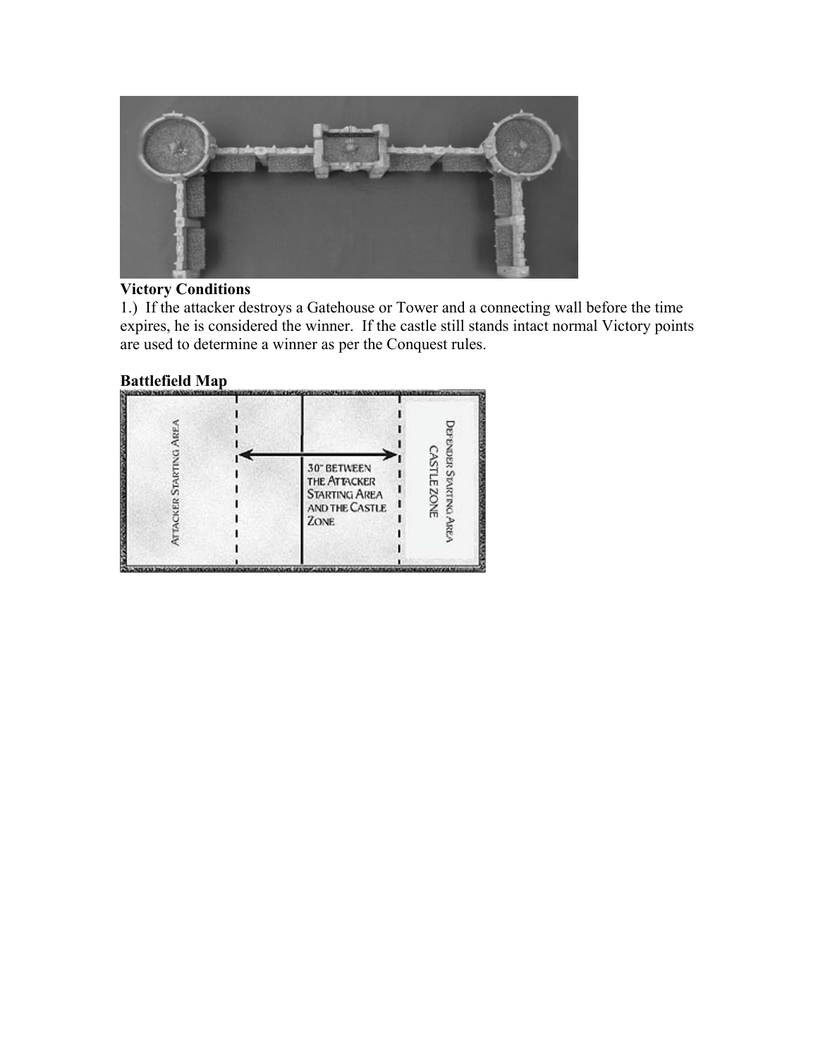**Victory Conditions**

1.) If the attacker destroys a Gatehouse or Tower and a connecting wall before the time expires, he is considered the winner. If the castle still stands intact normal Victory points are used to determine a winner as per the Conquest rules.

**Battlefield Map**

ATTACKER STARTING AREA

30" BETWEEN THE ATTACKER STARTING AREA AND THE CASTLE ZONE

DEFENDER STARTING AREA CASTLE ZONE